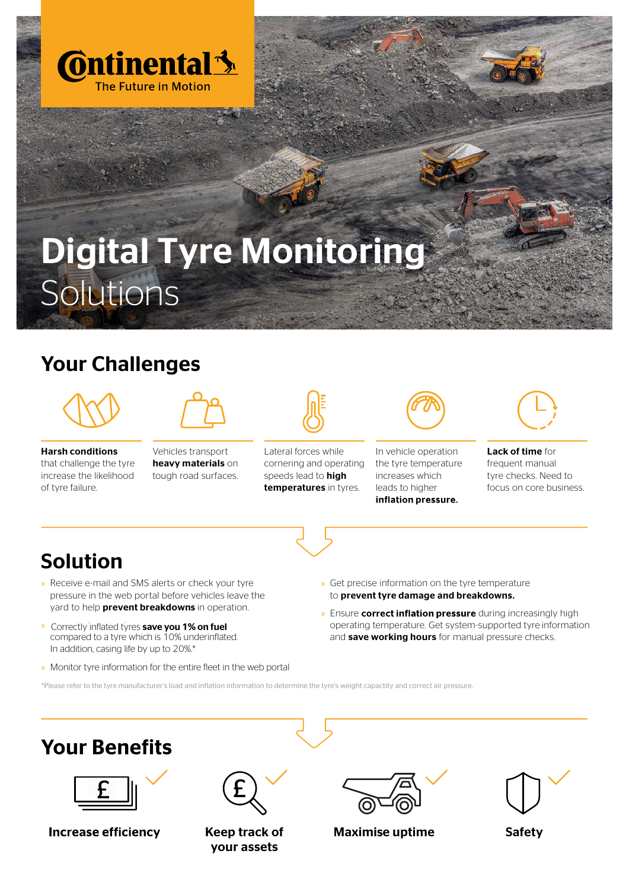Continental
The Future in Motion

# Digital Tyre Monitoring Solutions

## Your Challenges

**Harsh conditions** that challenge the tyre increase the likelihood of tyre failure.

Vehicles transport **heavy materials** on tough road surfaces.

Lateral forces while cornering and operating speeds lead to **high temperatures** in tyres.

In vehicle operation the tyre temperature increases which leads to higher **inflation pressure.**

**Lack of time** for frequent manual tyre checks. Need to focus on core business.

## Solution

- Receive e-mail and SMS alerts or check your tyre pressure in the web portal before vehicles leave the yard to help **prevent breakdowns** in operation.
- Correctly inflated tyres **save you 1% on fuel** compared to a tyre which is 10% underinflated. In addition, casing life by up to 20%.*
- Monitor tyre information for the entire fleet in the web portal
- Get precise information on the tyre temperature to **prevent tyre damage and breakdowns.**
- Ensure **correct inflation pressure** during increasingly high operating temperature. Get system-supported tyre information and **save working hours** for manual pressure checks.

*Please refer to the tyre manufacturer's load and inflation information to determine the tyre's weight capactity and correct air pressure.

## Your Benefits

**Increase efficiency**

**Keep track of your assets**

**Maximise uptime**

**Safety**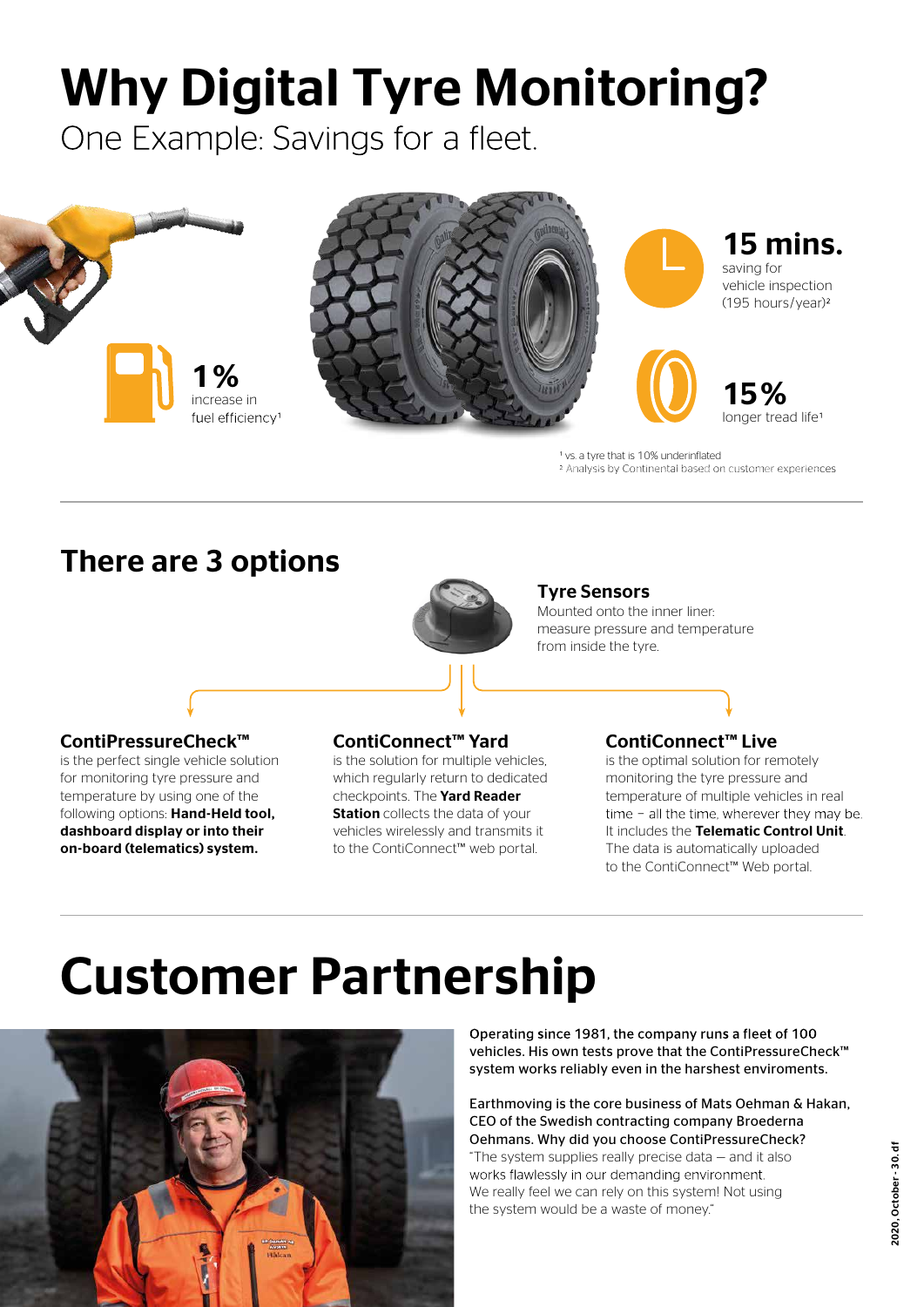# Why Digital Tyre Monitoring?

One Example: Savings for a fleet.

**1%**
increase in fuel efficiency[1]

**15 mins.**
saving for vehicle inspection (195 hours/year)[2]

**15%**
longer tread life[1]

[1] vs. a tyre that is 10% underinflated
[2] Analysis by Continental based on customer experiences

## There are 3 options

### Tyre Sensors

Mounted onto the inner liner: measure pressure and temperature from inside the tyre.

### ContiPressureCheck™

is the perfect single vehicle solution for monitoring tyre pressure and temperature by using one of the following options: **Hand-Held tool, dashboard display or into their on-board (telematics) system.**

### ContiConnect™ Yard

is the solution for multiple vehicles, which regularly return to dedicated checkpoints. The **Yard Reader Station** collects the data of your vehicles wirelessly and transmits it to the ContiConnect™ web portal.

### ContiConnect™ Live

is the optimal solution for remotely monitoring the tyre pressure and temperature of multiple vehicles in real time – all the time, wherever they may be. It includes the **Telematic Control Unit**. The data is automatically uploaded to the ContiConnect™ Web portal.

# Customer Partnership

Operating since 1981, the company runs a fleet of 100 vehicles. His own tests prove that the ContiPressureCheck™ system works reliably even in the harshest enviroments.

Earthmoving is the core business of Mats Oehman & Hakan, CEO of the Swedish contracting company Broederna Oehmans. Why did you choose ContiPressureCheck?
"The system supplies really precise data – and it also works flawlessly in our demanding environment. We really feel we can rely on this system! Not using the system would be a waste of money."